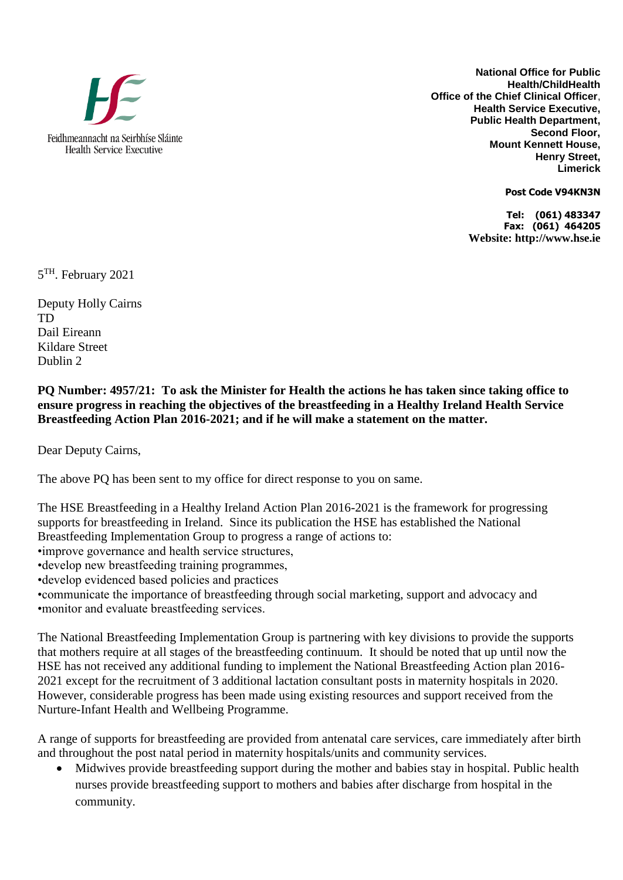Feidhmeannacht na Seirbhíse Sláinte
Health Service Executive

**National Office for Public Health/ChildHealth**
**Office of the Chief Clinical Officer,**
**Health Service Executive,**
**Public Health Department,**
**Second Floor,**
**Mount Kennett House,**
**Henry Street,**
**Limerick**

**Post Code V94KN3N**

**Tel: (061) 483347**
**Fax: (061) 464205**
**Website: http://www.hse.ie**

5TH. February 2021

Deputy Holly Cairns
TD
Dail Eireann
Kildare Street
Dublin 2

**PQ Number: 4957/21: To ask the Minister for Health the actions he has taken since taking office to ensure progress in reaching the objectives of the breastfeeding in a Healthy Ireland Health Service Breastfeeding Action Plan 2016-2021; and if he will make a statement on the matter.**

Dear Deputy Cairns,

The above PQ has been sent to my office for direct response to you on same.

The HSE Breastfeeding in a Healthy Ireland Action Plan 2016-2021 is the framework for progressing supports for breastfeeding in Ireland. Since its publication the HSE has established the National Breastfeeding Implementation Group to progress a range of actions to:

- improve governance and health service structures,
- develop new breastfeeding training programmes,
- develop evidenced based policies and practices
- communicate the importance of breastfeeding through social marketing, support and advocacy and
- monitor and evaluate breastfeeding services.

The National Breastfeeding Implementation Group is partnering with key divisions to provide the supports that mothers require at all stages of the breastfeeding continuum. It should be noted that up until now the HSE has not received any additional funding to implement the National Breastfeeding Action plan 2016-2021 except for the recruitment of 3 additional lactation consultant posts in maternity hospitals in 2020. However, considerable progress has been made using existing resources and support received from the Nurture-Infant Health and Wellbeing Programme.

A range of supports for breastfeeding are provided from antenatal care services, care immediately after birth and throughout the post natal period in maternity hospitals/units and community services.

- Midwives provide breastfeeding support during the mother and babies stay in hospital. Public health nurses provide breastfeeding support to mothers and babies after discharge from hospital in the community.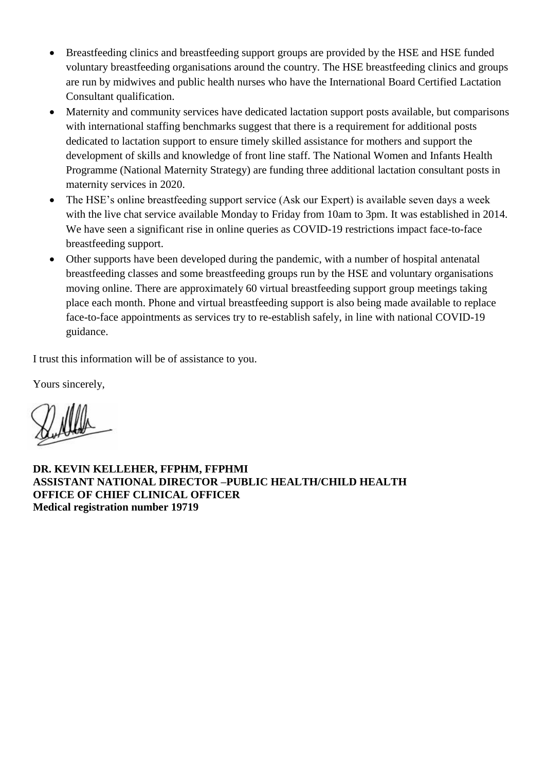- Breastfeeding clinics and breastfeeding support groups are provided by the HSE and HSE funded voluntary breastfeeding organisations around the country. The HSE breastfeeding clinics and groups are run by midwives and public health nurses who have the International Board Certified Lactation Consultant qualification.
- Maternity and community services have dedicated lactation support posts available, but comparisons with international staffing benchmarks suggest that there is a requirement for additional posts dedicated to lactation support to ensure timely skilled assistance for mothers and support the development of skills and knowledge of front line staff. The National Women and Infants Health Programme (National Maternity Strategy) are funding three additional lactation consultant posts in maternity services in 2020.
- The HSE's online breastfeeding support service (Ask our Expert) is available seven days a week with the live chat service available Monday to Friday from 10am to 3pm. It was established in 2014. We have seen a significant rise in online queries as COVID-19 restrictions impact face-to-face breastfeeding support.
- Other supports have been developed during the pandemic, with a number of hospital antenatal breastfeeding classes and some breastfeeding groups run by the HSE and voluntary organisations moving online. There are approximately 60 virtual breastfeeding support group meetings taking place each month. Phone and virtual breastfeeding support is also being made available to replace face-to-face appointments as services try to re-establish safely, in line with national COVID-19 guidance.

I trust this information will be of assistance to you.

Yours sincerely,

**DR. KEVIN KELLEHER, FFPHM, FFPHMI**
**ASSISTANT NATIONAL DIRECTOR –PUBLIC HEALTH/CHILD HEALTH**
**OFFICE OF CHIEF CLINICAL OFFICER**
**Medical registration number 19719**